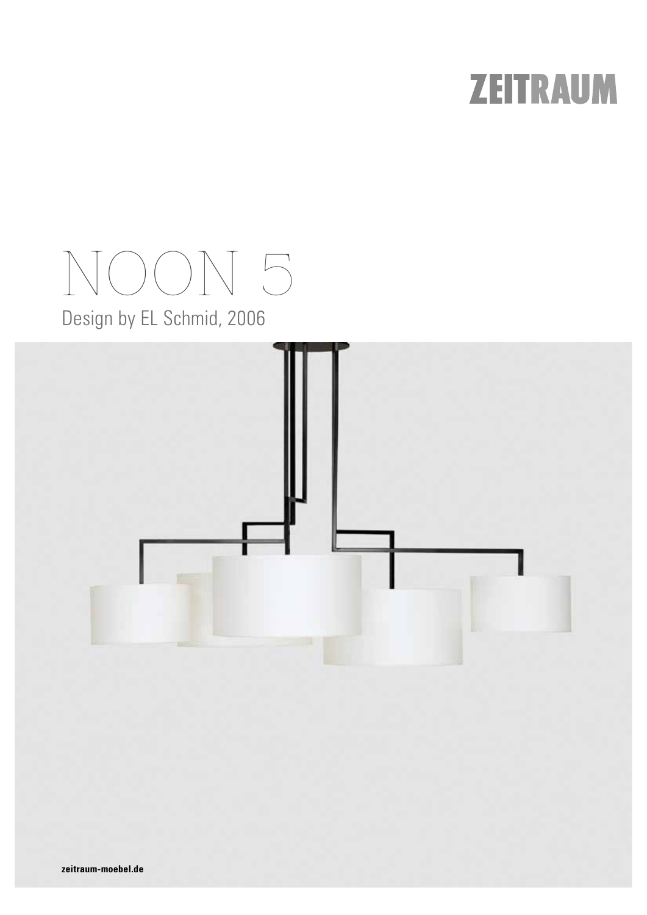ZEITRAUM

# NOON 5

Design by EL Schmid, 2006

**zeitraum-moebel.de**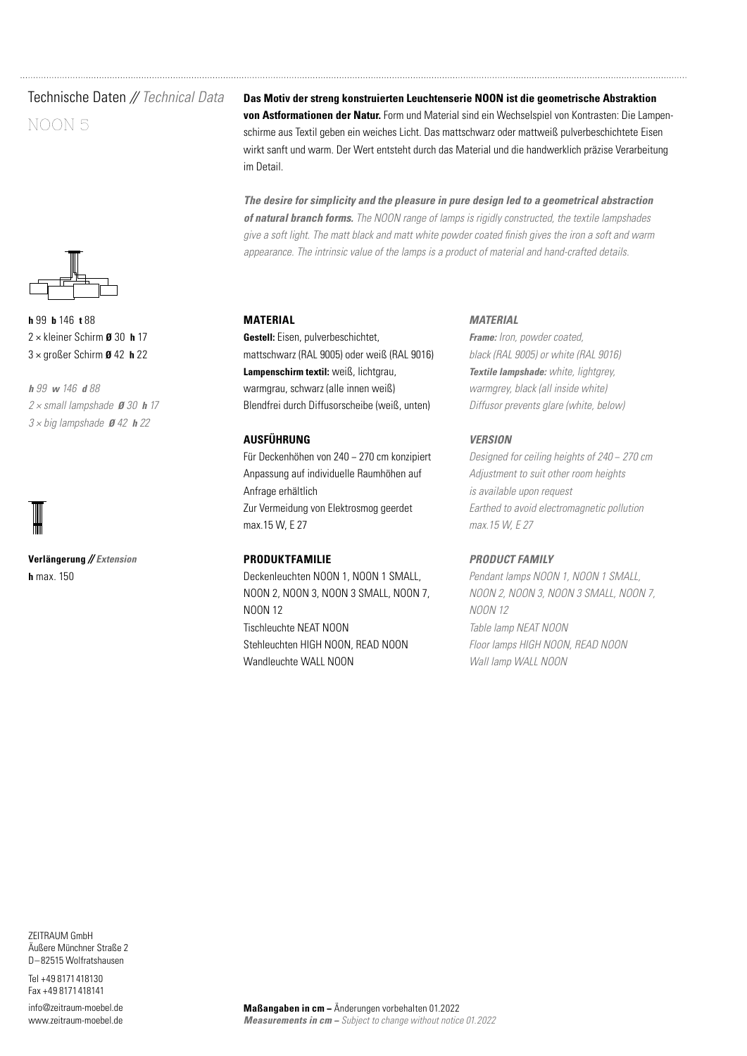## Technische Daten // *Technical Data*

# NOON 5

**Das Motiv der streng konstruierten Leuchtenserie NOON ist die geometrische Abstraktion von Astformationen der Natur.** Form und Material sind ein Wechselspiel von Kontrasten: Die Lampenschirme aus Textil geben ein weiches Licht. Das mattschwarz oder mattweiß pulverbeschichtete Eisen wirkt sanft und warm. Der Wert entsteht durch das Material und die handwerklich präzise Verarbeitung im Detail.

***The desire for simplicity and the pleasure in pure design led to a geometrical abstraction of natural branch forms.*** *The NOON range of lamps is rigidly constructed, the textile lampshades give a soft light. The matt black and matt white powder coated finish gives the iron a soft and warm appearance. The intrinsic value of the lamps is a product of material and hand-crafted details.*

**h** 99 **b** 146 **t** 88
2 × kleiner Schirm **Ø** 30 **h** 17
3 × großer Schirm **Ø** 42 **h** 22

***h*** *99* ***w*** *146* ***d*** *88*
*2 × small lampshade* ***Ø*** *30* ***h*** *17*
*3 × big lampshade* ***Ø*** *42* ***h*** *22*

**Verlängerung //** ***Extension***
**h** max. 150

### MATERIAL

**Gestell:** Eisen, pulverbeschichtet, mattschwarz (RAL 9005) oder weiß (RAL 9016)
**Lampenschirm textil:** weiß, lichtgrau, warmgrau, schwarz (alle innen weiß)
Blendfrei durch Diffusorscheibe (weiß, unten)

### *MATERIAL*

***Frame:*** *Iron, powder coated, black (RAL 9005) or white (RAL 9016)*
***Textile lampshade:*** *white, lightgrey, warmgrey, black (all inside white)*
*Diffusor prevents glare (white, below)*

### AUSFÜHRUNG

Für Deckenhöhen von 240 – 270 cm konzipiert
Anpassung auf individuelle Raumhöhen auf Anfrage erhältlich
Zur Vermeidung von Elektrosmog geerdet
max.15 W, E 27

### *VERSION*

*Designed for ceiling heights of 240 – 270 cm*
*Adjustment to suit other room heights is available upon request*
*Earthed to avoid electromagnetic pollution*
*max.15 W, E 27*

### PRODUKTFAMILIE

Deckenleuchten NOON 1, NOON 1 SMALL, NOON 2, NOON 3, NOON 3 SMALL, NOON 7, NOON 12
Tischleuchte NEAT NOON
Stehleuchten HIGH NOON, READ NOON
Wandleuchte WALL NOON

### *PRODUCT FAMILY*

*Pendant lamps NOON 1, NOON 1 SMALL, NOON 2, NOON 3, NOON 3 SMALL, NOON 7, NOON 12*
*Table lamp NEAT NOON*
*Floor lamps HIGH NOON, READ NOON*
*Wall lamp WALL NOON*

ZEITRAUM GmbH
Äußere Münchner Straße 2
D – 82515 Wolfratshausen

Tel +49 8171 418130
Fax +49 8171 418141

info@zeitraum-moebel.de
www.zeitraum-moebel.de

**Maßangaben in cm –** Änderungen vorbehalten 01.2022
***Measurements in cm –*** *Subject to change without notice 01.2022*